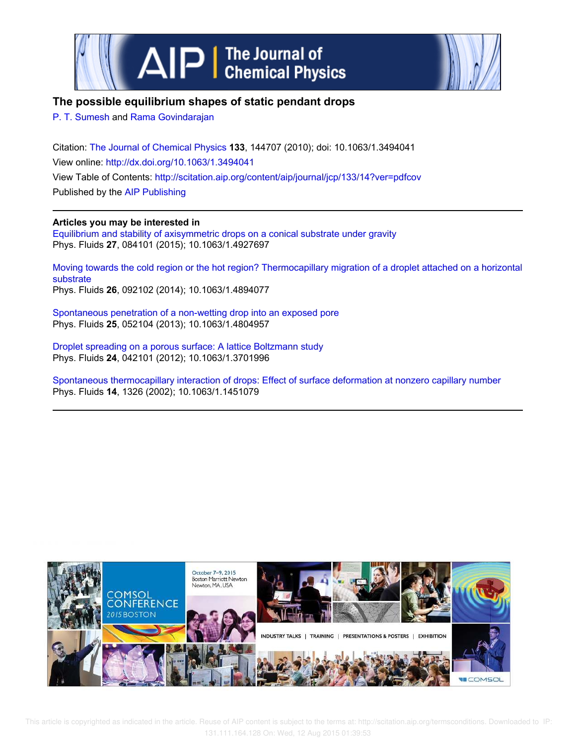# The possible equilibrium shapes of static pendant drops

P. T. Sumesh and Rama Govindarajan

Citation: The Journal of Chemical Physics **133**, 144707 (2010); doi: 10.1063/1.3494041

View online: http://dx.doi.org/10.1063/1.3494041

View Table of Contents: http://scitation.aip.org/content/aip/journal/jcp/133/14?ver=pdfcov

Published by the AIP Publishing

---

**Articles you may be interested in**

Equilibrium and stability of axisymmetric drops on a conical substrate under gravity
Phys. Fluids **27**, 084101 (2015); 10.1063/1.4927697

Moving towards the cold region or the hot region? Thermocapillary migration of a droplet attached on a horizontal substrate
Phys. Fluids **26**, 092102 (2014); 10.1063/1.4894077

Spontaneous penetration of a non-wetting drop into an exposed pore
Phys. Fluids **25**, 052104 (2013); 10.1063/1.4804957

Droplet spreading on a porous surface: A lattice Boltzmann study
Phys. Fluids **24**, 042101 (2012); 10.1063/1.3701996

Spontaneous thermocapillary interaction of drops: Effect of surface deformation at nonzero capillary number
Phys. Fluids **14**, 1326 (2002); 10.1063/1.1451079

---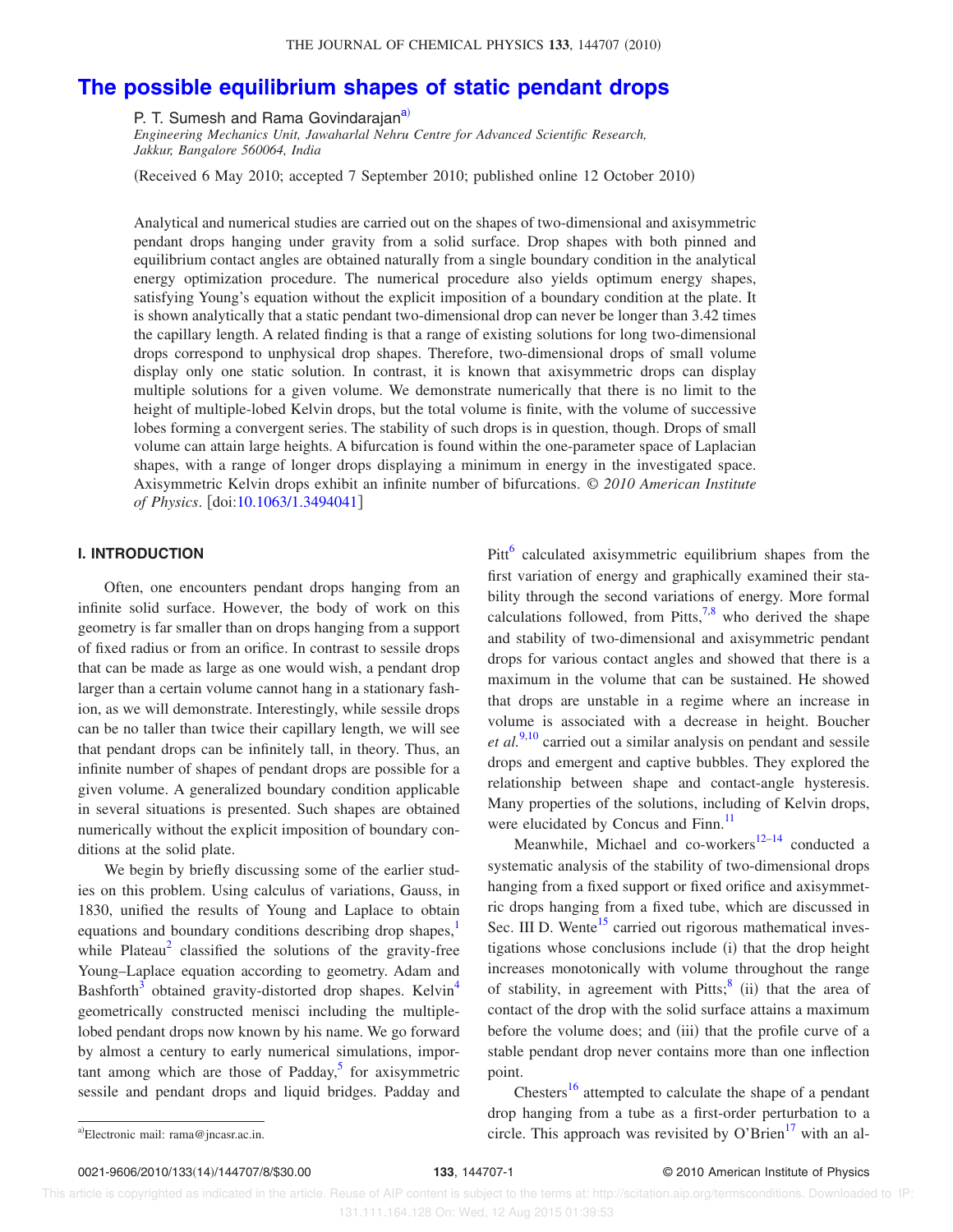# The possible equilibrium shapes of static pendant drops

P. T. Sumesh and Rama Govindarajan[a)]

*Engineering Mechanics Unit, Jawaharlal Nehru Centre for Advanced Scientific Research, Jakkur, Bangalore 560064, India*

(Received 6 May 2010; accepted 7 September 2010; published online 12 October 2010)

Analytical and numerical studies are carried out on the shapes of two-dimensional and axisymmetric pendant drops hanging under gravity from a solid surface. Drop shapes with both pinned and equilibrium contact angles are obtained naturally from a single boundary condition in the analytical energy optimization procedure. The numerical procedure also yields optimum energy shapes, satisfying Young's equation without the explicit imposition of a boundary condition at the plate. It is shown analytically that a static pendant two-dimensional drop can never be longer than 3.42 times the capillary length. A related finding is that a range of existing solutions for long two-dimensional drops correspond to unphysical drop shapes. Therefore, two-dimensional drops of small volume display only one static solution. In contrast, it is known that axisymmetric drops can display multiple solutions for a given volume. We demonstrate numerically that there is no limit to the height of multiple-lobed Kelvin drops, but the total volume is finite, with the volume of successive lobes forming a convergent series. The stability of such drops is in question, though. Drops of small volume can attain large heights. A bifurcation is found within the one-parameter space of Laplacian shapes, with a range of longer drops displaying a minimum in energy in the investigated space. Axisymmetric Kelvin drops exhibit an infinite number of bifurcations. *© 2010 American Institute of Physics*. [doi:10.1063/1.3494041]

## I. INTRODUCTION

Often, one encounters pendant drops hanging from an infinite solid surface. However, the body of work on this geometry is far smaller than on drops hanging from a support of fixed radius or from an orifice. In contrast to sessile drops that can be made as large as one would wish, a pendant drop larger than a certain volume cannot hang in a stationary fashion, as we will demonstrate. Interestingly, while sessile drops can be no taller than twice their capillary length, we will see that pendant drops can be infinitely tall, in theory. Thus, an infinite number of shapes of pendant drops are possible for a given volume. A generalized boundary condition applicable in several situations is presented. Such shapes are obtained numerically without the explicit imposition of boundary conditions at the solid plate.

We begin by briefly discussing some of the earlier studies on this problem. Using calculus of variations, Gauss, in 1830, unified the results of Young and Laplace to obtain equations and boundary conditions describing drop shapes,[1] while Plateau[2] classified the solutions of the gravity-free Young–Laplace equation according to geometry. Adam and Bashforth[3] obtained gravity-distorted drop shapes. Kelvin[4] geometrically constructed menisci including the multiple-lobed pendant drops now known by his name. We go forward by almost a century to early numerical simulations, important among which are those of Padday,[5] for axisymmetric sessile and pendant drops and liquid bridges. Padday and Pitt[6] calculated axisymmetric equilibrium shapes from the first variation of energy and graphically examined their stability through the second variations of energy. More formal calculations followed, from Pitts,[7,8] who derived the shape and stability of two-dimensional and axisymmetric pendant drops for various contact angles and showed that there is a maximum in the volume that can be sustained. He showed that drops are unstable in a regime where an increase in volume is associated with a decrease in height. Boucher *et al.*[9,10] carried out a similar analysis on pendant and sessile drops and emergent and captive bubbles. They explored the relationship between shape and contact-angle hysteresis. Many properties of the solutions, including of Kelvin drops, were elucidated by Concus and Finn.[11]

Meanwhile, Michael and co-workers[12–14] conducted a systematic analysis of the stability of two-dimensional drops hanging from a fixed support or fixed orifice and axisymmetric drops hanging from a fixed tube, which are discussed in Sec. III D. Wente[15] carried out rigorous mathematical investigations whose conclusions include (i) that the drop height increases monotonically with volume throughout the range of stability, in agreement with Pitts;[8] (ii) that the area of contact of the drop with the solid surface attains a maximum before the volume does; and (iii) that the profile curve of a stable pendant drop never contains more than one inflection point.

Chesters[16] attempted to calculate the shape of a pendant drop hanging from a tube as a first-order perturbation to a circle. This approach was revisited by O'Brien[17] with an al-

[a)]Electronic mail: rama@jncasr.ac.in.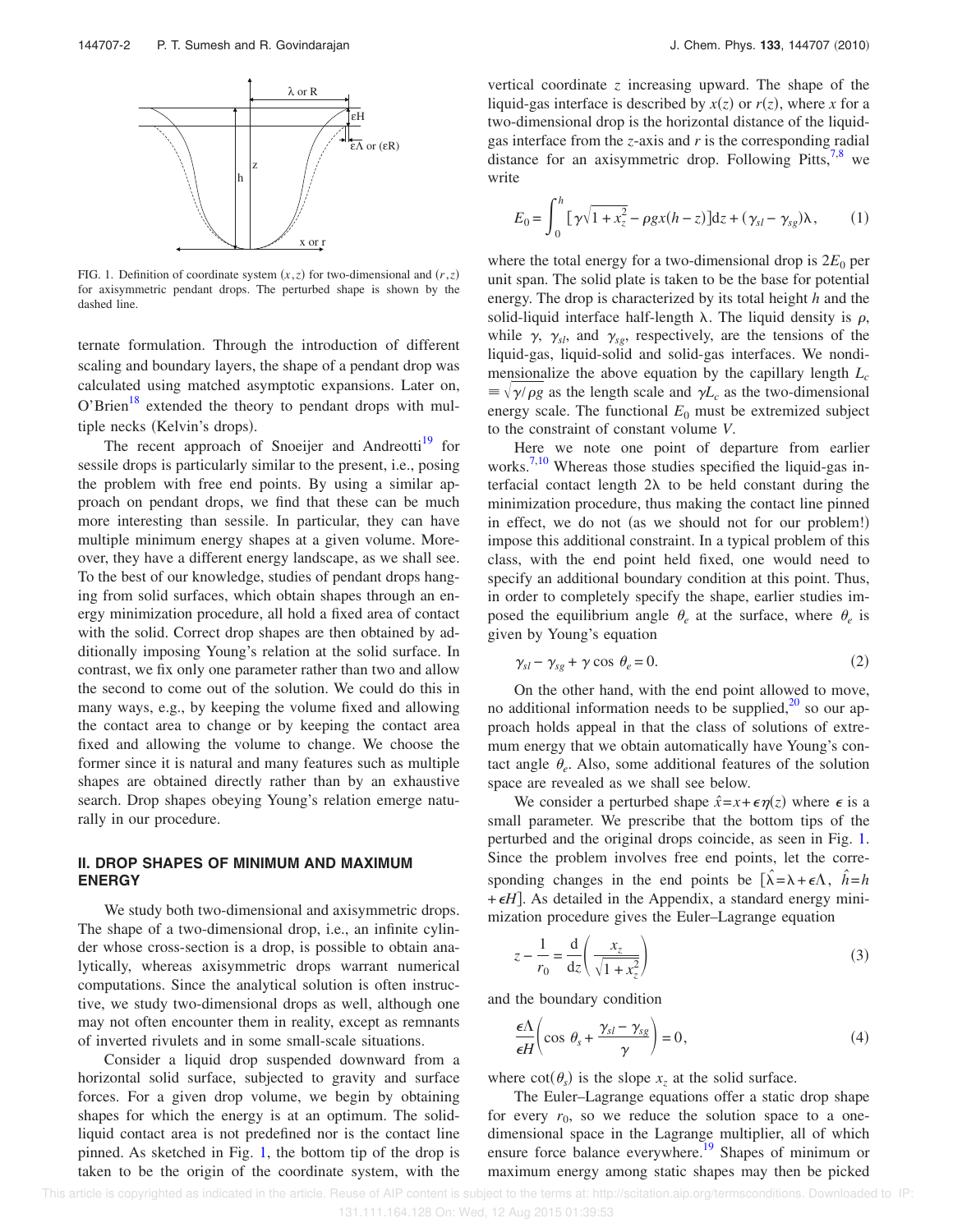λ or R

εH

εΛ or (εR)

h

z

x or r

FIG. 1. Definition of coordinate system $(x,z)$ for two-dimensional and $(r,z)$ for axisymmetric pendant drops. The perturbed shape is shown by the dashed line.

ternate formulation. Through the introduction of different scaling and boundary layers, the shape of a pendant drop was calculated using matched asymptotic expansions. Later on, O'Brien[18] extended the theory to pendant drops with multiple necks (Kelvin's drops).

The recent approach of Snoeijer and Andreotti[19] for sessile drops is particularly similar to the present, i.e., posing the problem with free end points. By using a similar approach on pendant drops, we find that these can be much more interesting than sessile. In particular, they can have multiple minimum energy shapes at a given volume. Moreover, they have a different energy landscape, as we shall see. To the best of our knowledge, studies of pendant drops hanging from solid surfaces, which obtain shapes through an energy minimization procedure, all hold a fixed area of contact with the solid. Correct drop shapes are then obtained by additionally imposing Young's relation at the solid surface. In contrast, we fix only one parameter rather than two and allow the second to come out of the solution. We could do this in many ways, e.g., by keeping the volume fixed and allowing the contact area to change or by keeping the contact area fixed and allowing the volume to change. We choose the former since it is natural and many features such as multiple shapes are obtained directly rather than by an exhaustive search. Drop shapes obeying Young's relation emerge naturally in our procedure.

## II. DROP SHAPES OF MINIMUM AND MAXIMUM ENERGY

We study both two-dimensional and axisymmetric drops. The shape of a two-dimensional drop, i.e., an infinite cylinder whose cross-section is a drop, is possible to obtain analytically, whereas axisymmetric drops warrant numerical computations. Since the analytical solution is often instructive, we study two-dimensional drops as well, although one may not often encounter them in reality, except as remnants of inverted rivulets and in some small-scale situations.

Consider a liquid drop suspended downward from a horizontal solid surface, subjected to gravity and surface forces. For a given drop volume, we begin by obtaining shapes for which the energy is at an optimum. The solid-liquid contact area is not predefined nor is the contact line pinned. As sketched in Fig. 1, the bottom tip of the drop is taken to be the origin of the coordinate system, with the vertical coordinate $z$ increasing upward. The shape of the liquid-gas interface is described by $x(z)$ or $r(z)$, where $x$ for a two-dimensional drop is the horizontal distance of the liquid-gas interface from the $z$-axis and $r$ is the corresponding radial distance for an axisymmetric drop. Following Pitts,[7,8] we write

$$E_0 = \int_0^h [\gamma\sqrt{1+x_z^2} - \rho g x(h-z)]\mathrm{d}z + (\gamma_{sl} - \gamma_{sg})\lambda, \qquad (1)$$

where the total energy for a two-dimensional drop is $2E_0$ per unit span. The solid plate is taken to be the base for potential energy. The drop is characterized by its total height $h$ and the solid-liquid interface half-length $\lambda$. The liquid density is $\rho$, while $\gamma$, $\gamma_{sl}$, and $\gamma_{sg}$, respectively, are the tensions of the liquid-gas, liquid-solid and solid-gas interfaces. We nondimensionalize the above equation by the capillary length $L_c \equiv \sqrt{\gamma/\rho g}$ as the length scale and $\gamma L_c$ as the two-dimensional energy scale. The functional $E_0$ must be extremized subject to the constraint of constant volume $V$.

Here we note one point of departure from earlier works.[7,10] Whereas those studies specified the liquid-gas interfacial contact length $2\lambda$ to be held constant during the minimization procedure, thus making the contact line pinned in effect, we do not (as we should not for our problem!) impose this additional constraint. In a typical problem of this class, with the end point held fixed, one would need to specify an additional boundary condition at this point. Thus, in order to completely specify the shape, earlier studies imposed the equilibrium angle $\theta_e$ at the surface, where $\theta_e$ is given by Young's equation

$$\gamma_{sl} - \gamma_{sg} + \gamma\cos\theta_e = 0. \qquad (2)$$

On the other hand, with the end point allowed to move, no additional information needs to be supplied,[20] so our approach holds appeal in that the class of solutions of extremum energy that we obtain automatically have Young's contact angle $\theta_e$. Also, some additional features of the solution space are revealed as we shall see below.

We consider a perturbed shape $\hat{x} = x + \epsilon\eta(z)$ where $\epsilon$ is a small parameter. We prescribe that the bottom tips of the perturbed and the original drops coincide, as seen in Fig. 1. Since the problem involves free end points, let the corresponding changes in the end points be $[\hat{\lambda} = \lambda + \epsilon\Lambda,\ \hat{h} = h + \epsilon H]$. As detailed in the Appendix, a standard energy minimization procedure gives the Euler–Lagrange equation

$$z - \frac{1}{r_0} = \frac{\mathrm{d}}{\mathrm{d}z}\left(\frac{x_z}{\sqrt{1+x_z^2}}\right) \qquad (3)$$

and the boundary condition

$$\frac{\epsilon\Lambda}{\epsilon H}\left(\cos\theta_s + \frac{\gamma_{sl} - \gamma_{sg}}{\gamma}\right) = 0, \qquad (4)$$

where $\cot(\theta_s)$ is the slope $x_z$ at the solid surface.

The Euler–Lagrange equations offer a static drop shape for every $r_0$, so we reduce the solution space to a one-dimensional space in the Lagrange multiplier, all of which ensure force balance everywhere.[19] Shapes of minimum or maximum energy among static shapes may then be picked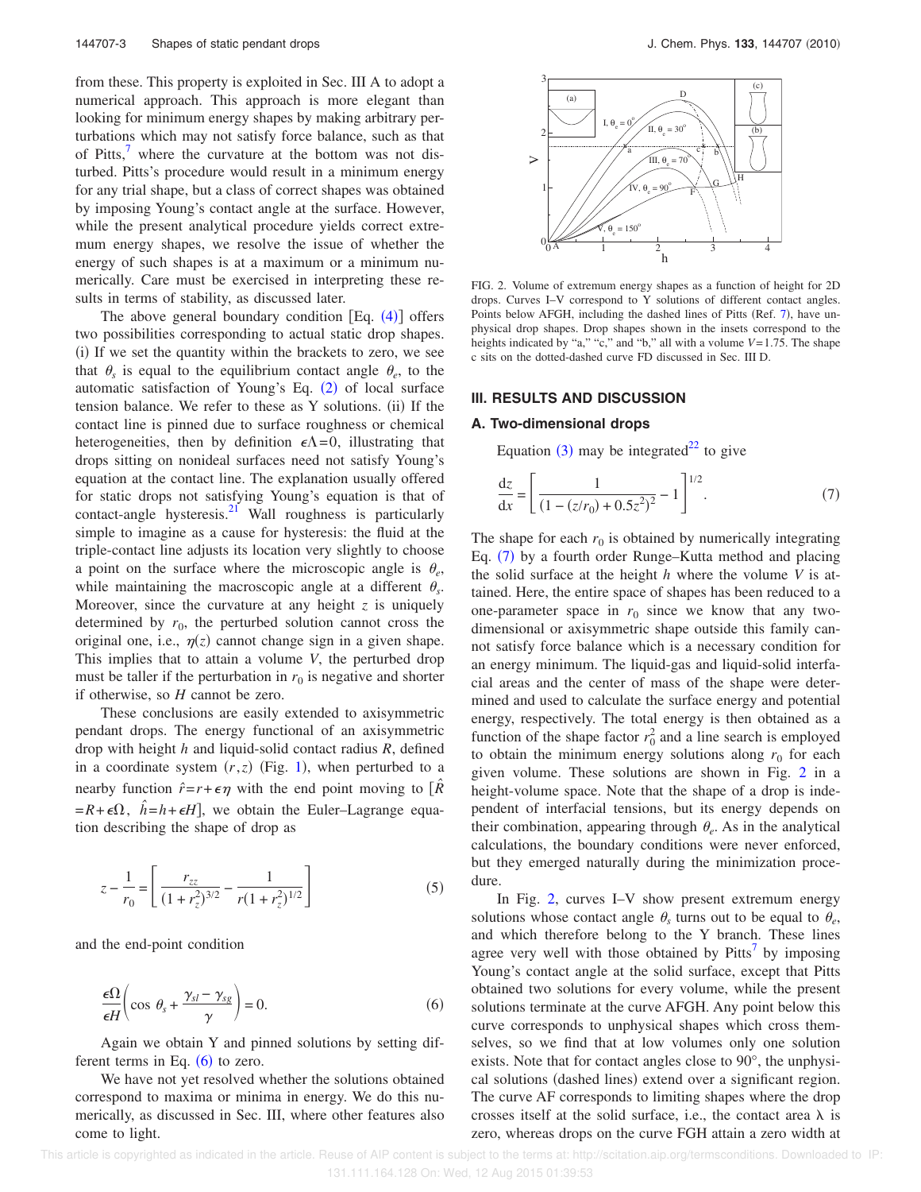from these. This property is exploited in Sec. III A to adopt a numerical approach. This approach is more elegant than looking for minimum energy shapes by making arbitrary perturbations which may not satisfy force balance, such as that of Pitts,[7] where the curvature at the bottom was not disturbed. Pitts's procedure would result in a minimum energy for any trial shape, but a class of correct shapes was obtained by imposing Young's contact angle at the surface. However, while the present analytical procedure yields correct extremum energy shapes, we resolve the issue of whether the energy of such shapes is at a maximum or a minimum numerically. Care must be exercised in interpreting these results in terms of stability, as discussed later.

The above general boundary condition [Eq. (4)] offers two possibilities corresponding to actual static drop shapes. (i) If we set the quantity within the brackets to zero, we see that $\theta_s$ is equal to the equilibrium contact angle $\theta_e$, to the automatic satisfaction of Young's Eq. (2) of local surface tension balance. We refer to these as Y solutions. (ii) If the contact line is pinned due to surface roughness or chemical heterogeneities, then by definition $\epsilon\Lambda=0$, illustrating that drops sitting on nonideal surfaces need not satisfy Young's equation at the contact line. The explanation usually offered for static drops not satisfying Young's equation is that of contact-angle hysteresis.[21] Wall roughness is particularly simple to imagine as a cause for hysteresis: the fluid at the triple-contact line adjusts its location very slightly to choose a point on the surface where the microscopic angle is $\theta_e$, while maintaining the macroscopic angle at a different $\theta_s$. Moreover, since the curvature at any height $z$ is uniquely determined by $r_0$, the perturbed solution cannot cross the original one, i.e., $\eta(z)$ cannot change sign in a given shape. This implies that to attain a volume $V$, the perturbed drop must be taller if the perturbation in $r_0$ is negative and shorter if otherwise, so $H$ cannot be zero.

These conclusions are easily extended to axisymmetric pendant drops. The energy functional of an axisymmetric drop with height $h$ and liquid-solid contact radius $R$, defined in a coordinate system $(r,z)$ (Fig. 1), when perturbed to a nearby function $\hat{r}=r+\epsilon\eta$ with the end point moving to $[\hat{R}=R+\epsilon\Omega,\ \hat{h}=h+\epsilon H]$, we obtain the Euler–Lagrange equation describing the shape of drop as

$$z-\frac{1}{r_0}=\left[\frac{r_{zz}}{(1+r_z^2)^{3/2}}-\frac{1}{r(1+r_z^2)^{1/2}}\right] \tag{5}$$

and the end-point condition

$$\frac{\epsilon\Omega}{\epsilon H}\left(\cos\,\theta_s+\frac{\gamma_{sl}-\gamma_{sg}}{\gamma}\right)=0. \tag{6}$$

Again we obtain Y and pinned solutions by setting different terms in Eq. (6) to zero.

We have not yet resolved whether the solutions obtained correspond to maxima or minima in energy. We do this numerically, as discussed in Sec. III, where other features also come to light.

FIG. 2. Volume of extremum energy shapes as a function of height for 2D drops. Curves I–V correspond to Y solutions of different contact angles. Points below AFGH, including the dashed lines of Pitts (Ref. 7), have unphysical drop shapes. Drop shapes shown in the insets correspond to the heights indicated by "a," "c," and "b," all with a volume $V=1.75$. The shape c sits on the dotted-dashed curve FD discussed in Sec. III D.

## III. RESULTS AND DISCUSSION

### A. Two-dimensional drops

Equation (3) may be integrated[22] to give

$$\frac{\mathrm{d}z}{\mathrm{d}x}=\left[\frac{1}{(1-(z/r_0)+0.5z^2)^2}-1\right]^{1/2}. \tag{7}$$

The shape for each $r_0$ is obtained by numerically integrating Eq. (7) by a fourth order Runge–Kutta method and placing the solid surface at the height $h$ where the volume $V$ is attained. Here, the entire space of shapes has been reduced to a one-parameter space in $r_0$ since we know that any two-dimensional or axisymmetric shape outside this family cannot satisfy force balance which is a necessary condition for an energy minimum. The liquid-gas and liquid-solid interfacial areas and the center of mass of the shape were determined and used to calculate the surface energy and potential energy, respectively. The total energy is then obtained as a function of the shape factor $r_0^2$ and a line search is employed to obtain the minimum energy solutions along $r_0$ for each given volume. These solutions are shown in Fig. 2 in a height-volume space. Note that the shape of a drop is independent of interfacial tensions, but its energy depends on their combination, appearing through $\theta_e$. As in the analytical calculations, the boundary conditions were never enforced, but they emerged naturally during the minimization procedure.

In Fig. 2, curves I–V show present extremum energy solutions whose contact angle $\theta_s$ turns out to be equal to $\theta_e$, and which therefore belong to the Y branch. These lines agree very well with those obtained by Pitts[7] by imposing Young's contact angle at the solid surface, except that Pitts obtained two solutions for every volume, while the present solutions terminate at the curve AFGH. Any point below this curve corresponds to unphysical shapes which cross themselves, so we find that at low volumes only one solution exists. Note that for contact angles close to 90°, the unphysical solutions (dashed lines) extend over a significant region. The curve AF corresponds to limiting shapes where the drop crosses itself at the solid surface, i.e., the contact area $\lambda$ is zero, whereas drops on the curve FGH attain a zero width at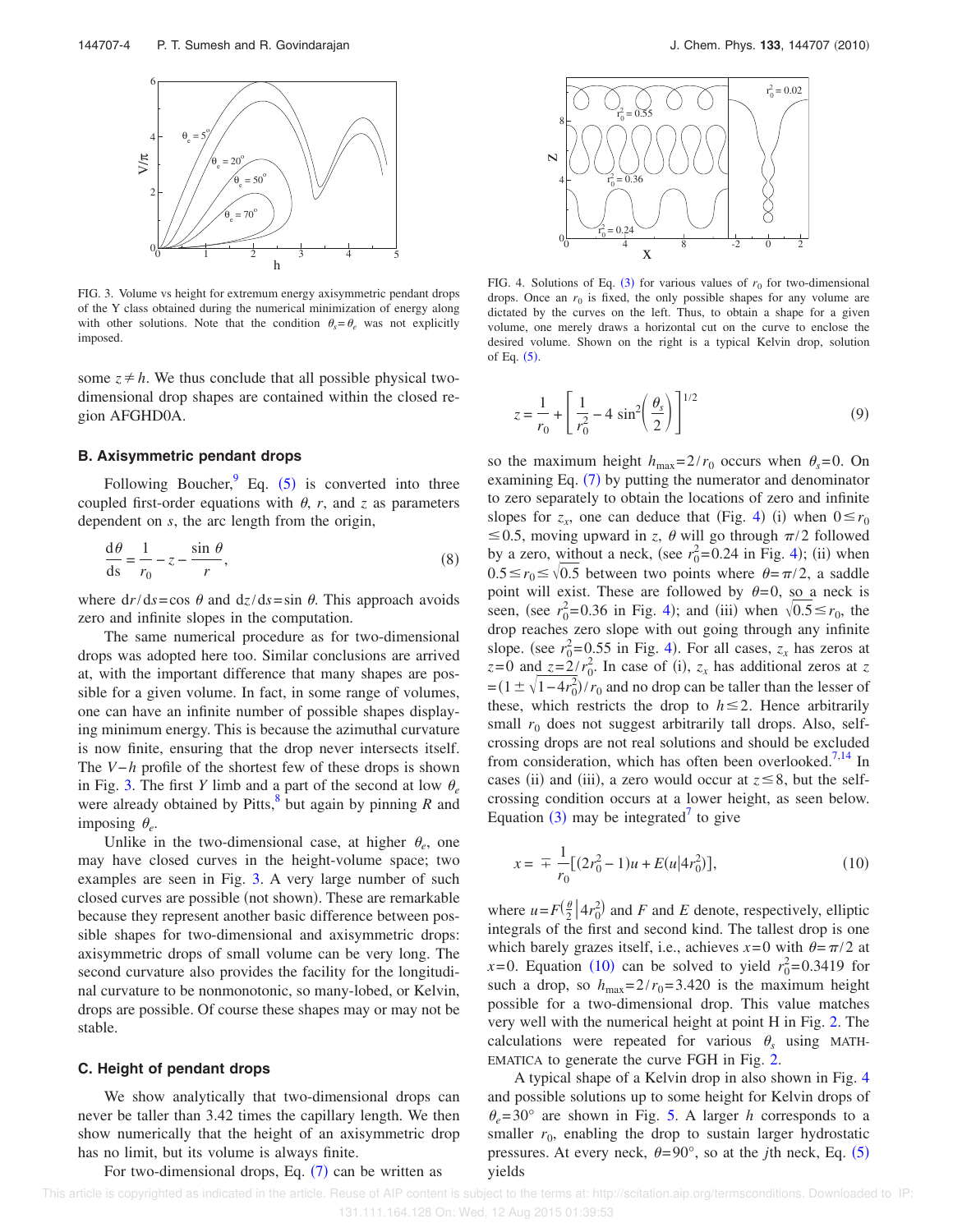FIG. 3. Volume vs height for extremum energy axisymmetric pendant drops of the Y class obtained during the numerical minimization of energy along with other solutions. Note that the condition $\theta_s=\theta_e$ was not explicitly imposed.

some $z \neq h$. We thus conclude that all possible physical two-dimensional drop shapes are contained within the closed region AFGHD0A.

### B. Axisymmetric pendant drops

Following Boucher,[9] Eq. (5) is converted into three coupled first-order equations with $\theta$, $r$, and $z$ as parameters dependent on $s$, the arc length from the origin,

$$\frac{d\theta}{ds} = \frac{1}{r_0} - z - \frac{\sin\theta}{r}, \tag{8}$$

where $dr/ds=\cos\theta$ and $dz/ds=\sin\theta$. This approach avoids zero and infinite slopes in the computation.

The same numerical procedure as for two-dimensional drops was adopted here too. Similar conclusions are arrived at, with the important difference that many shapes are possible for a given volume. In fact, in some range of volumes, one can have an infinite number of possible shapes displaying minimum energy. This is because the azimuthal curvature is now finite, ensuring that the drop never intersects itself. The $V-h$ profile of the shortest few of these drops is shown in Fig. 3. The first $Y$ limb and a part of the second at low $\theta_e$ were already obtained by Pitts,[8] but again by pinning $R$ and imposing $\theta_e$.

Unlike in the two-dimensional case, at higher $\theta_e$, one may have closed curves in the height-volume space; two examples are seen in Fig. 3. A very large number of such closed curves are possible (not shown). These are remarkable because they represent another basic difference between possible shapes for two-dimensional and axisymmetric drops: axisymmetric drops of small volume can be very long. The second curvature also provides the facility for the longitudinal curvature to be nonmonotonic, so many-lobed, or Kelvin, drops are possible. Of course these shapes may or may not be stable.

### C. Height of pendant drops

We show analytically that two-dimensional drops can never be taller than 3.42 times the capillary length. We then show numerically that the height of an axisymmetric drop has no limit, but its volume is always finite.

For two-dimensional drops, Eq. (7) can be written as

FIG. 4. Solutions of Eq. (3) for various values of $r_0$ for two-dimensional drops. Once an $r_0$ is fixed, the only possible shapes for any volume are dictated by the curves on the left. Thus, to obtain a shape for a given volume, one merely draws a horizontal cut on the curve to enclose the desired volume. Shown on the right is a typical Kelvin drop, solution of Eq. (5).

$$z = \frac{1}{r_0} + \left[\frac{1}{r_0^2} - 4\sin^2\left(\frac{\theta_s}{2}\right)\right]^{1/2} \tag{9}$$

so the maximum height $h_{max}=2/r_0$ occurs when $\theta_s=0$. On examining Eq. (7) by putting the numerator and denominator to zero separately to obtain the locations of zero and infinite slopes for $z_x$, one can deduce that (Fig. 4) (i) when $0 \le r_0 \le 0.5$, moving upward in $z$, $\theta$ will go through $\pi/2$ followed by a zero, without a neck, (see $r_0^2=0.24$ in Fig. 4); (ii) when $0.5 \le r_0 \le \sqrt{0.5}$ between two points where $\theta=\pi/2$, a saddle point will exist. These are followed by $\theta=0$, so a neck is seen, (see $r_0^2=0.36$ in Fig. 4); and (iii) when $\sqrt{0.5} \le r_0$, the drop reaches zero slope with out going through any infinite slope. (see $r_0^2=0.55$ in Fig. 4). For all cases, $z_x$ has zeros at $z=0$ and $z=2/r_0^2$. In case of (i), $z_x$ has additional zeros at $z=(1 \pm \sqrt{1-4r_0^2})/r_0$ and no drop can be taller than the lesser of these, which restricts the drop to $h \le 2$. Hence arbitrarily small $r_0$ does not suggest arbitrarily tall drops. Also, self-crossing drops are not real solutions and should be excluded from consideration, which has often been overlooked.[7,14] In cases (ii) and (iii), a zero would occur at $z \le 8$, but the self-crossing condition occurs at a lower height, as seen below. Equation (3) may be integrated[7] to give

$$x = \mp \frac{1}{r_0}[(2r_0^2 - 1)u + E(u|4r_0^2)], \tag{10}$$

where $u=F\left(\frac{\theta}{2}\middle|4r_0^2\right)$ and $F$ and $E$ denote, respectively, elliptic integrals of the first and second kind. The tallest drop is one which barely grazes itself, i.e., achieves $x=0$ with $\theta=\pi/2$ at $x=0$. Equation (10) can be solved to yield $r_0^2=0.3419$ for such a drop, so $h_{max}=2/r_0=3.420$ is the maximum height possible for a two-dimensional drop. This value matches very well with the numerical height at point H in Fig. 2. The calculations were repeated for various $\theta_s$ using MATHEMATICA to generate the curve FGH in Fig. 2.

A typical shape of a Kelvin drop in also shown in Fig. 4 and possible solutions up to some height for Kelvin drops of $\theta_e=30°$ are shown in Fig. 5. A larger $h$ corresponds to a smaller $r_0$, enabling the drop to sustain larger hydrostatic pressures. At every neck, $\theta=90°$, so at the $j$th neck, Eq. (5) yields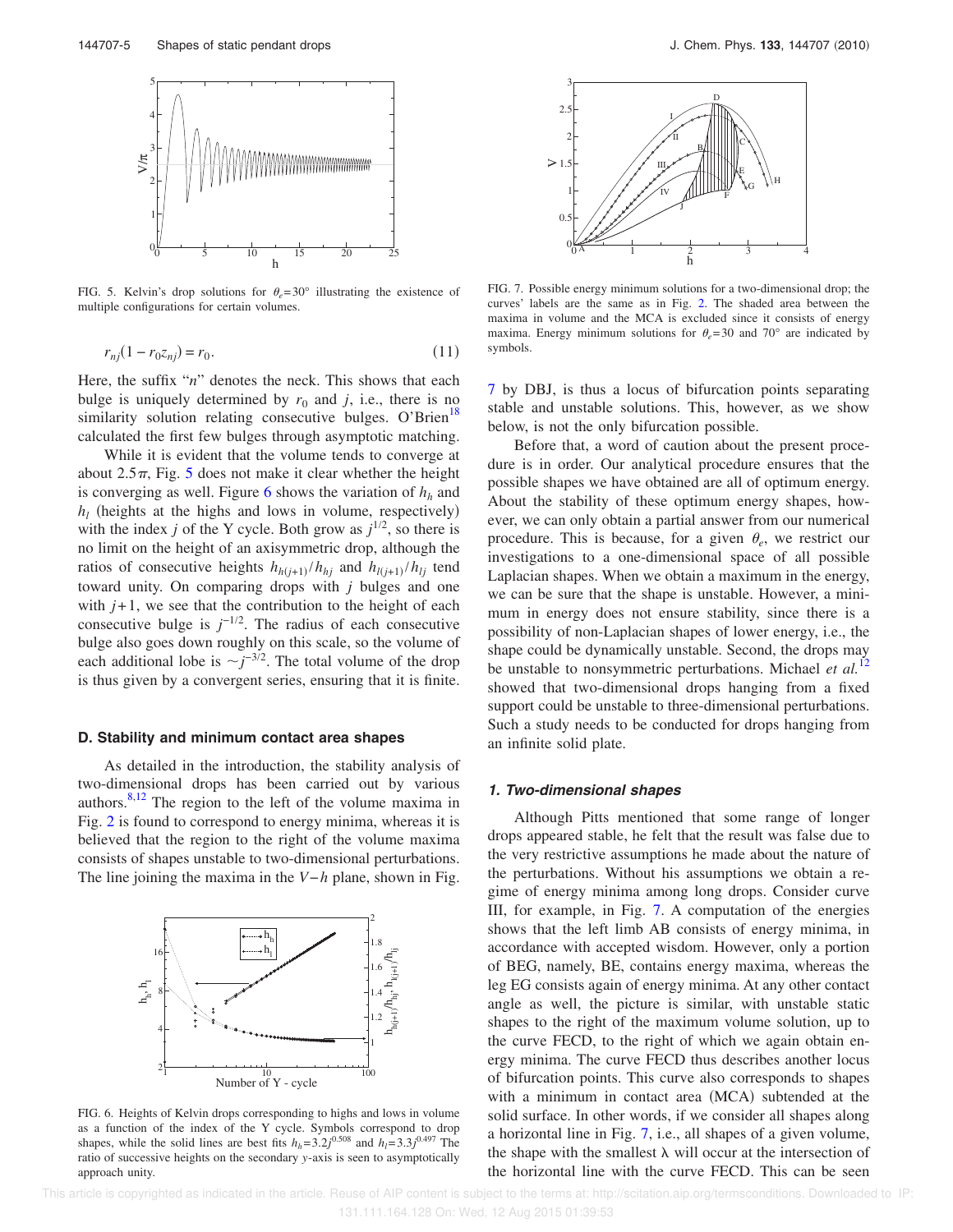5
4
3
2
1
0
V/π
0 5 10 15 20 25
h

FIG. 5. Kelvin's drop solutions for $\theta_e=30°$ illustrating the existence of multiple configurations for certain volumes.

$$r_{nj}(1 - r_0 z_{nj}) = r_0. \tag{11}$$

Here, the suffix "$n$" denotes the neck. This shows that each bulge is uniquely determined by $r_0$ and $j$, i.e., there is no similarity solution relating consecutive bulges. O'Brien[18] calculated the first few bulges through asymptotic matching.

While it is evident that the volume tends to converge at about $2.5\pi$, Fig. 5 does not make it clear whether the height is converging as well. Figure 6 shows the variation of $h_h$ and $h_l$ (heights at the highs and lows in volume, respectively) with the index $j$ of the Y cycle. Both grow as $j^{1/2}$, so there is no limit on the height of an axisymmetric drop, although the ratios of consecutive heights $h_{h(j+1)}/h_{hj}$ and $h_{l(j+1)}/h_{lj}$ tend toward unity. On comparing drops with $j$ bulges and one with $j+1$, we see that the contribution to the height of each consecutive bulge is $j^{-1/2}$. The radius of each consecutive bulge also goes down roughly on this scale, so the volume of each additional lobe is $\sim j^{-3/2}$. The total volume of the drop is thus given by a convergent series, ensuring that it is finite.

### D. Stability and minimum contact area shapes

As detailed in the introduction, the stability analysis of two-dimensional drops has been carried out by various authors.[8,12] The region to the left of the volume maxima in Fig. 2 is found to correspond to energy minima, whereas it is believed that the region to the right of the volume maxima consists of shapes unstable to two-dimensional perturbations. The line joining the maxima in the $V-h$ plane, shown in Fig.

$h_h$
$h_l$
16
8
4
2
$h_h, h_l$
1 10 100
Number of Y - cycle
2
1.8
1.6
1.4
1.2
1
$h_{h(j+1)}/h_{hj}, h_{l(j+1)}/h_{lj}$

FIG. 6. Heights of Kelvin drops corresponding to highs and lows in volume as a function of the index of the Y cycle. Symbols correspond to drop shapes, while the solid lines are best fits $h_h=3.2j^{0.508}$ and $h_l=3.3j^{0.497}$ The ratio of successive heights on the secondary $y$-axis is seen to asymptotically approach unity.

3
2.5
2
V 1.5
1
0.5
0
0 1 2 3 4
h
A, B, C, D, E, F, G, H, J
I, II, III, IV

FIG. 7. Possible energy minimum solutions for a two-dimensional drop; the curves' labels are the same as in Fig. 2. The shaded area between the maxima in volume and the MCA is excluded since it consists of energy maxima. Energy minimum solutions for $\theta_e=30$ and 70° are indicated by symbols.

7 by DBJ, is thus a locus of bifurcation points separating stable and unstable solutions. This, however, as we show below, is not the only bifurcation possible.

Before that, a word of caution about the present procedure is in order. Our analytical procedure ensures that the possible shapes we have obtained are all of optimum energy. About the stability of these optimum energy shapes, however, we can only obtain a partial answer from our numerical procedure. This is because, for a given $\theta_e$, we restrict our investigations to a one-dimensional space of all possible Laplacian shapes. When we obtain a maximum in the energy, we can be sure that the shape is unstable. However, a minimum in energy does not ensure stability, since there is a possibility of non-Laplacian shapes of lower energy, i.e., the shape could be dynamically unstable. Second, the drops may be unstable to nonsymmetric perturbations. Michael *et al.*[12] showed that two-dimensional drops hanging from a fixed support could be unstable to three-dimensional perturbations. Such a study needs to be conducted for drops hanging from an infinite solid plate.

#### *1. Two-dimensional shapes*

Although Pitts mentioned that some range of longer drops appeared stable, he felt that the result was false due to the very restrictive assumptions he made about the nature of the perturbations. Without his assumptions we obtain a regime of energy minima among long drops. Consider curve III, for example, in Fig. 7. A computation of the energies shows that the left limb AB consists of energy minima, in accordance with accepted wisdom. However, only a portion of BEG, namely, BE, contains energy maxima, whereas the leg EG consists again of energy minima. At any other contact angle as well, the picture is similar, with unstable static shapes to the right of the maximum volume solution, up to the curve FECD, to the right of which we again obtain energy minima. The curve FECD thus describes another locus of bifurcation points. This curve also corresponds to shapes with a minimum in contact area (MCA) subtended at the solid surface. In other words, if we consider all shapes along a horizontal line in Fig. 7, i.e., all shapes of a given volume, the shape with the smallest λ will occur at the intersection of the horizontal line with the curve FECD. This can be seen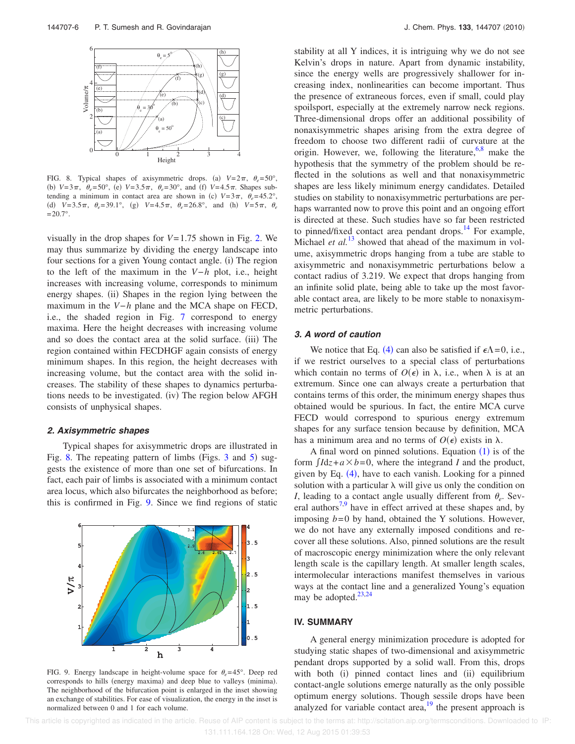FIG. 8. Typical shapes of axisymmetric drops. (a) $V=2\pi$, $\theta_e=50°$, (b) $V=3\pi$, $\theta_e=50°$, (e) $V=3.5\pi$, $\theta_e=30°$, and (f) $V=4.5\pi$. Shapes subtending a minimum in contact area are shown in (c) $V=3\pi$, $\theta_e=45.2°$, (d) $V=3.5\pi$, $\theta_e=39.1°$, (g) $V=4.5\pi$, $\theta_e=26.8°$, and (h) $V=5\pi$, $\theta_e=20.7°$.

visually in the drop shapes for $V=1.75$ shown in Fig. 2. We may thus summarize by dividing the energy landscape into four sections for a given Young contact angle. (i) The region to the left of the maximum in the $V-h$ plot, i.e., height increases with increasing volume, corresponds to minimum energy shapes. (ii) Shapes in the region lying between the maximum in the $V-h$ plane and the MCA shape on FECD, i.e., the shaded region in Fig. 7 correspond to energy maxima. Here the height decreases with increasing volume and so does the contact area at the solid surface. (iii) The region contained within FECDHGF again consists of energy minimum shapes. In this region, the height decreases with increasing volume, but the contact area with the solid increases. The stability of these shapes to dynamics perturbations needs to be investigated. (iv) The region below AFGH consists of unphysical shapes.

### 2. Axisymmetric shapes

Typical shapes for axisymmetric drops are illustrated in Fig. 8. The repeating pattern of limbs (Figs. 3 and 5) suggests the existence of more than one set of bifurcations. In fact, each pair of limbs is associated with a minimum contact area locus, which also bifurcates the neighborhood as before; this is confirmed in Fig. 9. Since we find regions of static stability at all Y indices, it is intriguing why we do not see Kelvin's drops in nature. Apart from dynamic instability, since the energy wells are progressively shallower for increasing index, nonlinearities can become important. Thus the presence of extraneous forces, even if small, could play spoilsport, especially at the extremely narrow neck regions. Three-dimensional drops offer an additional possibility of nonaxisymmetric shapes arising from the extra degree of freedom to choose two different radii of curvature at the origin. However, we, following the literature,[6,8] make the hypothesis that the symmetry of the problem should be reflected in the solutions as well and that nonaxisymmetric shapes are less likely minimum energy candidates. Detailed studies on stability to nonaxisymmetric perturbations are perhaps warranted now to prove this point and an ongoing effort is directed at these. Such studies have so far been restricted to pinned/fixed contact area pendant drops.[14] For example, Michael *et al.*[13] showed that ahead of the maximum in volume, axisymmetric drops hanging from a tube are stable to axisymmetric and nonaxisymmetric perturbations below a contact radius of 3.219. We expect that drops hanging from an infinite solid plate, being able to take up the most favorable contact area, are likely to be more stable to nonaxisymmetric perturbations.

FIG. 9. Energy landscape in height-volume space for $\theta_e=45°$. Deep red corresponds to hills (energy maxima) and deep blue to valleys (minima). The neighborhood of the bifurcation point is enlarged in the inset showing an exchange of stabilities. For ease of visualization, the energy in the inset is normalized between 0 and 1 for each volume.

### 3. A word of caution

We notice that Eq. (4) can also be satisfied if $\epsilon\Lambda=0$, i.e., if we restrict ourselves to a special class of perturbations which contain no terms of $O(\epsilon)$ in $\lambda$, i.e., when $\lambda$ is at an extremum. Since one can always create a perturbation that contains terms of this order, the minimum energy shapes thus obtained would be spurious. In fact, the entire MCA curve FECD would correspond to spurious energy extremum shapes for any surface tension because by definition, MCA has a minimum area and no terms of $O(\epsilon)$ exists in $\lambda$.

A final word on pinned solutions. Equation (1) is of the form $\int I dz + a \times b = 0$, where the integrand $I$ and the product, given by Eq. (4), have to each vanish. Looking for a pinned solution with a particular $\lambda$ will give us only the condition on $I$, leading to a contact angle usually different from $\theta_e$. Several authors[7,9] have in effect arrived at these shapes and, by imposing $b=0$ by hand, obtained the Y solutions. However, we do not have any externally imposed conditions and recover all these solutions. Also, pinned solutions are the result of macroscopic energy minimization where the only relevant length scale is the capillary length. At smaller length scales, intermolecular interactions manifest themselves in various ways at the contact line and a generalized Young's equation may be adopted.[23,24]

## IV. SUMMARY

A general energy minimization procedure is adopted for studying static shapes of two-dimensional and axisymmetric pendant drops supported by a solid wall. From this, drops with both (i) pinned contact lines and (ii) equilibrium contact-angle solutions emerge naturally as the only possible optimum energy solutions. Though sessile drops have been analyzed for variable contact area,[19] the present approach is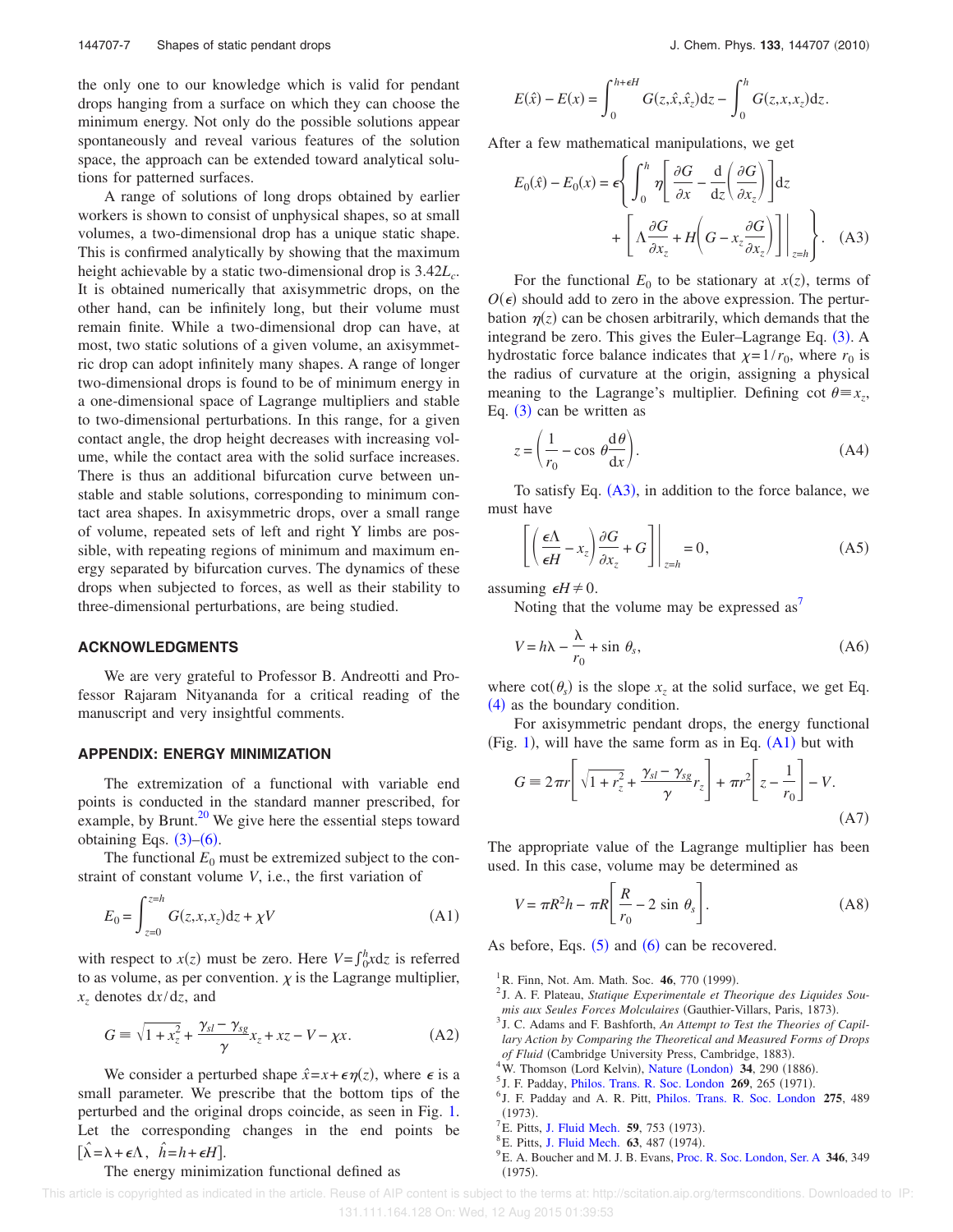the only one to our knowledge which is valid for pendant drops hanging from a surface on which they can choose the minimum energy. Not only do the possible solutions appear spontaneously and reveal various features of the solution space, the approach can be extended toward analytical solutions for patterned surfaces.

A range of solutions of long drops obtained by earlier workers is shown to consist of unphysical shapes, so at small volumes, a two-dimensional drop has a unique static shape. This is confirmed analytically by showing that the maximum height achievable by a static two-dimensional drop is $3.42L_c$. It is obtained numerically that axisymmetric drops, on the other hand, can be infinitely long, but their volume must remain finite. While a two-dimensional drop can have, at most, two static solutions of a given volume, an axisymmetric drop can adopt infinitely many shapes. A range of longer two-dimensional drops is found to be of minimum energy in a one-dimensional space of Lagrange multipliers and stable to two-dimensional perturbations. In this range, for a given contact angle, the drop height decreases with increasing volume, while the contact area with the solid surface increases. There is thus an additional bifurcation curve between unstable and stable solutions, corresponding to minimum contact area shapes. In axisymmetric drops, over a small range of volume, repeated sets of left and right Y limbs are possible, with repeating regions of minimum and maximum energy separated by bifurcation curves. The dynamics of these drops when subjected to forces, as well as their stability to three-dimensional perturbations, are being studied.

## ACKNOWLEDGMENTS

We are very grateful to Professor B. Andreotti and Professor Rajaram Nityananda for a critical reading of the manuscript and very insightful comments.

## APPENDIX: ENERGY MINIMIZATION

The extremization of a functional with variable end points is conducted in the standard manner prescribed, for example, by Brunt.[20] We give here the essential steps toward obtaining Eqs. (3)–(6).

The functional $E_0$ must be extremized subject to the constraint of constant volume $V$, i.e., the first variation of

$$E_0 = \int_{z=0}^{z=h} G(z,x,x_z)\mathrm{d}z + \chi V \tag{A1}$$

with respect to $x(z)$ must be zero. Here $V=\int_0^h x\mathrm{d}z$ is referred to as volume, as per convention. $\chi$ is the Lagrange multiplier, $x_z$ denotes $\mathrm{d}x/\mathrm{d}z$, and

$$G \equiv \sqrt{1+x_z^2} + \frac{\gamma_{sl}-\gamma_{sg}}{\gamma}x_z + xz - V - \chi x. \tag{A2}$$

We consider a perturbed shape $\hat{x}=x+\epsilon\eta(z)$, where $\epsilon$ is a small parameter. We prescribe that the bottom tips of the perturbed and the original drops coincide, as seen in Fig. 1. Let the corresponding changes in the end points be $[\hat{\lambda}=\lambda+\epsilon\Lambda,\ \hat{h}=h+\epsilon H]$.

The energy minimization functional defined as

$$E(\hat{x}) - E(x) = \int_0^{h+\epsilon H} G(z,\hat{x},\hat{x}_z)\mathrm{d}z - \int_0^h G(z,x,x_z)\mathrm{d}z.$$

After a few mathematical manipulations, we get

$$E_0(\hat{x}) - E_0(x) = \epsilon\left\{\int_0^h \eta\left[\frac{\partial G}{\partial x} - \frac{\mathrm{d}}{\mathrm{d}z}\left(\frac{\partial G}{\partial x_z}\right)\right]\mathrm{d}z + \left[\Lambda\frac{\partial G}{\partial x_z} + H\left(G - x_z\frac{\partial G}{\partial x_z}\right)\right]\Bigg|_{z=h}\right\}. \tag{A3}$$

For the functional $E_0$ to be stationary at $x(z)$, terms of $O(\epsilon)$ should add to zero in the above expression. The perturbation $\eta(z)$ can be chosen arbitrarily, which demands that the integrand be zero. This gives the Euler–Lagrange Eq. (3). A hydrostatic force balance indicates that $\chi=1/r_0$, where $r_0$ is the radius of curvature at the origin, assigning a physical meaning to the Lagrange's multiplier. Defining $\cot\theta \equiv x_z$, Eq. (3) can be written as

$$z = \left(\frac{1}{r_0} - \cos\theta\frac{\mathrm{d}\theta}{\mathrm{d}x}\right). \tag{A4}$$

To satisfy Eq. (A3), in addition to the force balance, we must have

$$\left[\left(\frac{\epsilon\Lambda}{\epsilon H} - x_z\right)\frac{\partial G}{\partial x_z} + G\right]\Bigg|_{z=h} = 0, \tag{A5}$$

assuming $\epsilon H \neq 0$.

Noting that the volume may be expressed as[7]

$$V = h\lambda - \frac{\lambda}{r_0} + \sin\theta_s, \tag{A6}$$

where $\cot(\theta_s)$ is the slope $x_z$ at the solid surface, we get Eq. (4) as the boundary condition.

For axisymmetric pendant drops, the energy functional (Fig. 1), will have the same form as in Eq. (A1) but with

$$G \equiv 2\pi r\left[\sqrt{1+r_z^2} + \frac{\gamma_{sl}-\gamma_{sg}}{\gamma}r_z\right] + \pi r^2\left[z - \frac{1}{r_0}\right] - V. \tag{A7}$$

The appropriate value of the Lagrange multiplier has been used. In this case, volume may be determined as

$$V = \pi R^2 h - \pi R\left[\frac{R}{r_0} - 2\sin\theta_s\right]. \tag{A8}$$

As before, Eqs. (5) and (6) can be recovered.

[1] R. Finn, Not. Am. Math. Soc. **46**, 770 (1999).
[2] J. A. F. Plateau, *Statique Experimentale et Theorique des Liquides Soumis aux Seules Forces Molcalaires* (Gauthier-Villars, Paris, 1873).
[3] J. C. Adams and F. Bashforth, *An Attempt to Test the Theories of Capillary Action by Comparing the Theoretical and Measured Forms of Drops of Fluid* (Cambridge University Press, Cambridge, 1883).
[4] W. Thomson (Lord Kelvin), Nature (London) **34**, 290 (1886).
[5] J. F. Padday, Philos. Trans. R. Soc. London **269**, 265 (1971).
[6] J. F. Padday and A. R. Pitt, Philos. Trans. R. Soc. London **275**, 489 (1973).
[7] E. Pitts, J. Fluid Mech. **59**, 753 (1973).
[8] E. Pitts, J. Fluid Mech. **63**, 487 (1974).
[9] E. A. Boucher and M. J. B. Evans, Proc. R. Soc. London, Ser. A **346**, 349 (1975).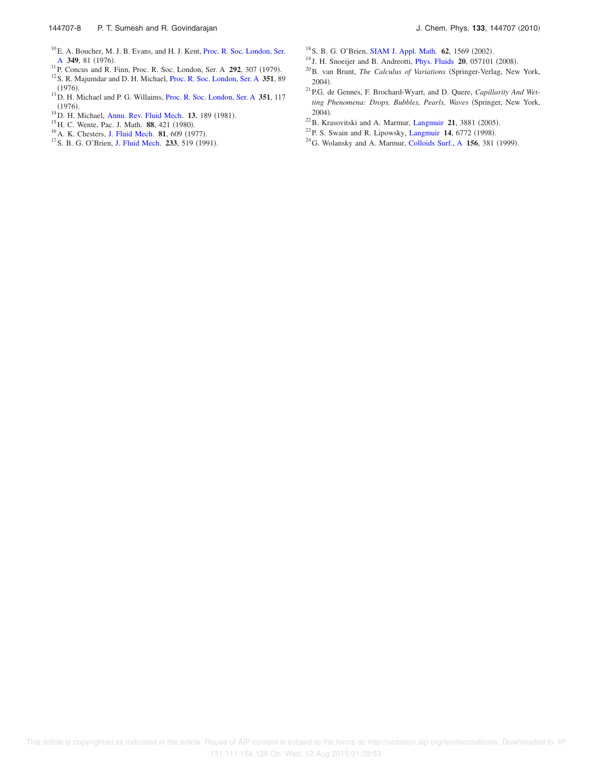[10] E. A. Boucher, M. J. B. Evans, and H. J. Kent, Proc. R. Soc. London, Ser. A **349**, 81 (1976).

[11] P. Concus and R. Finn, Proc. R. Soc. London, Ser. A **292**, 307 (1979).

[12] S. R. Majumdar and D. H. Michael, Proc. R. Soc. London, Ser. A **351**, 89 (1976).

[13] D. H. Michael and P. G. Willaims, Proc. R. Soc. London, Ser. A **351**, 117 (1976).

[14] D. H. Michael, Annu. Rev. Fluid Mech. **13**, 189 (1981).

[15] H. C. Wente, Pac. J. Math. **88**, 421 (1980).

[16] A. K. Chesters, J. Fluid Mech. **81**, 609 (1977).

[17] S. B. G. O'Brien, J. Fluid Mech. **233**, 519 (1991).

[18] S. B. G. O'Brien, SIAM J. Appl. Math. **62**, 1569 (2002).

[19] J. H. Snoeijer and B. Andreotti, Phys. Fluids **20**, 057101 (2008).

[20] B. van Brunt, *The Calculus of Variations* (Springer-Verlag, New York, 2004).

[21] P.G. de Gennes, F. Brochard-Wyart, and D. Quere, *Capillarity And Wetting Phenomena: Drops, Bubbles, Pearls, Waves* (Springer, New York, 2004).

[22] B. Krasovitski and A. Marmur, Langmuir **21**, 3881 (2005).

[23] P. S. Swain and R. Lipowsky, Langmuir **14**, 6772 (1998).

[24] G. Wolansky and A. Marmur, Colloids Surf., A **156**, 381 (1999).